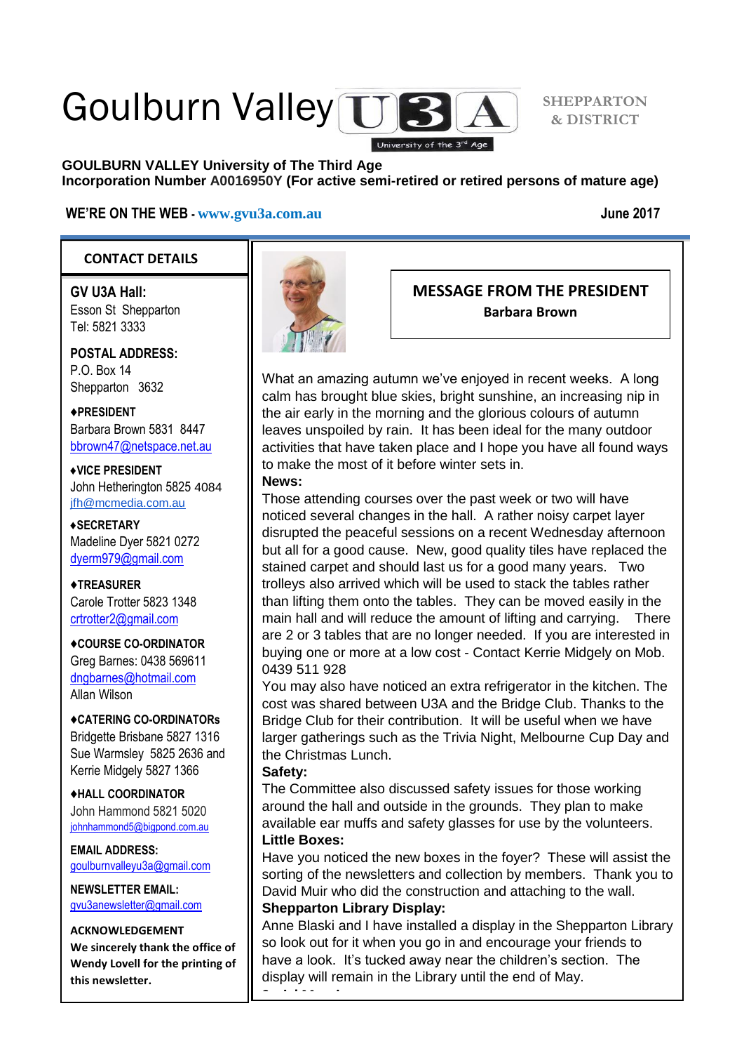# Goulburn Valley U3A

University of the 3rd Age

SHEPPARTON & DISTRICT

**GOULBURN VALLEY University of The Third Age**
**Incorporation Number A0016950Y (For active semi-retired or retired persons of mature age)**

**WE'RE ON THE WEB - www.gvu3a.com.au** **June 2017**

## CONTACT DETAILS

**GV U3A Hall:**
Esson St Shepparton
Tel: 5821 3333

**POSTAL ADDRESS:**
P.O. Box 14
Shepparton 3632

**♦PRESIDENT**
Barbara Brown 5831 8447
bbrown47@netspace.net.au

**♦VICE PRESIDENT**
John Hetherington 5825 4084
jfh@mcmedia.com.au

**♦SECRETARY**
Madeline Dyer 5821 0272
dyerm979@gmail.com

**♦TREASURER**
Carole Trotter 5823 1348
crtrotter2@gmail.com

**♦COURSE CO-ORDINATOR**
Greg Barnes: 0438 569611
dngbarnes@hotmail.com
Allan Wilson

**♦CATERING CO-ORDINATORs**
Bridgette Brisbane 5827 1316
Sue Warmsley 5825 2636 and
Kerrie Midgely 5827 1366

**♦HALL COORDINATOR**
John Hammond 5821 5020
johnhammond5@bigpond.com.au

**EMAIL ADDRESS:**
goulburnvalleyu3a@gmail.com

**NEWSLETTER EMAIL:**
gvu3anewsletter@gmail.com

**ACKNOWLEDGEMENT**
**We sincerely thank the office of Wendy Lovell for the printing of this newsletter.**

## MESSAGE FROM THE PRESIDENT

**Barbara Brown**

What an amazing autumn we've enjoyed in recent weeks. A long calm has brought blue skies, bright sunshine, an increasing nip in the air early in the morning and the glorious colours of autumn leaves unspoiled by rain. It has been ideal for the many outdoor activities that have taken place and I hope you have all found ways to make the most of it before winter sets in.

**News:**
Those attending courses over the past week or two will have noticed several changes in the hall. A rather noisy carpet layer disrupted the peaceful sessions on a recent Wednesday afternoon but all for a good cause. New, good quality tiles have replaced the stained carpet and should last us for a good many years. Two trolleys also arrived which will be used to stack the tables rather than lifting them onto the tables. They can be moved easily in the main hall and will reduce the amount of lifting and carrying. There are 2 or 3 tables that are no longer needed. If you are interested in buying one or more at a low cost - Contact Kerrie Midgely on Mob. 0439 511 928

You may also have noticed an extra refrigerator in the kitchen. The cost was shared between U3A and the Bridge Club. Thanks to the Bridge Club for their contribution. It will be useful when we have larger gatherings such as the Trivia Night, Melbourne Cup Day and the Christmas Lunch.

**Safety:**
The Committee also discussed safety issues for those working around the hall and outside in the grounds. They plan to make available ear muffs and safety glasses for use by the volunteers.

**Little Boxes:**
Have you noticed the new boxes in the foyer? These will assist the sorting of the newsletters and collection by members. Thank you to David Muir who did the construction and attaching to the wall.

**Shepparton Library Display:**
Anne Blaski and I have installed a display in the Shepparton Library so look out for it when you go in and encourage your friends to have a look. It's tucked away near the children's section. The display will remain in the Library until the end of May.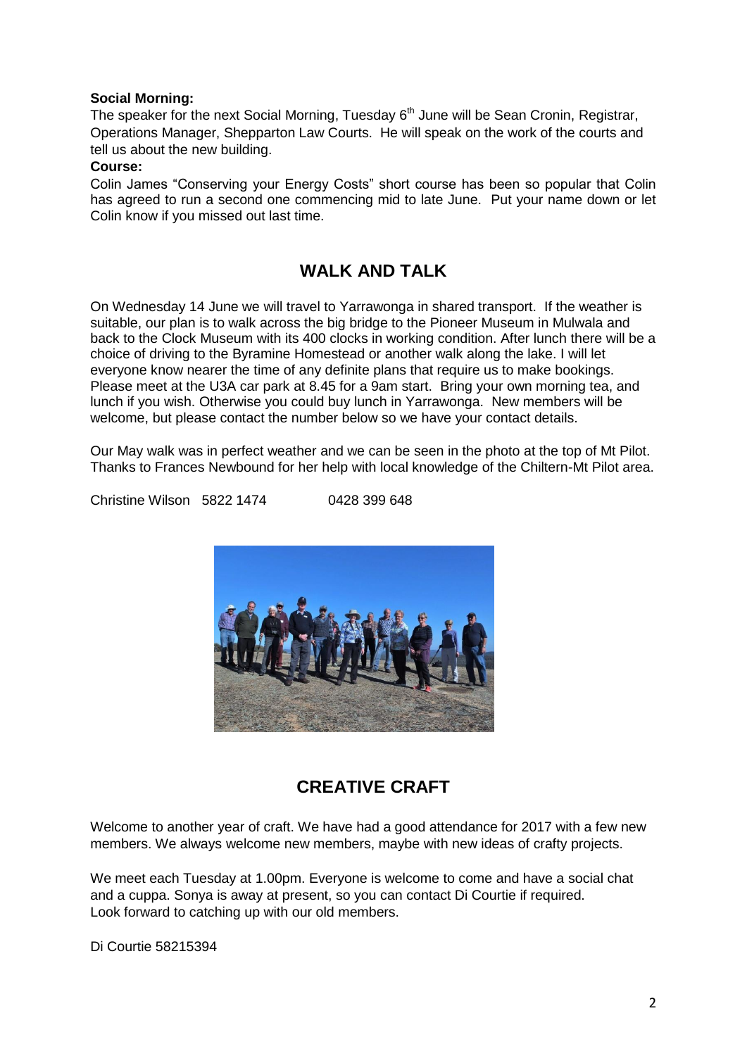**Social Morning:**
The speaker for the next Social Morning, Tuesday 6th June will be Sean Cronin, Registrar, Operations Manager, Shepparton Law Courts. He will speak on the work of the courts and tell us about the new building.

**Course:**
Colin James "Conserving your Energy Costs" short course has been so popular that Colin has agreed to run a second one commencing mid to late June. Put your name down or let Colin know if you missed out last time.

## WALK AND TALK

On Wednesday 14 June we will travel to Yarrawonga in shared transport. If the weather is suitable, our plan is to walk across the big bridge to the Pioneer Museum in Mulwala and back to the Clock Museum with its 400 clocks in working condition. After lunch there will be a choice of driving to the Byramine Homestead or another walk along the lake. I will let everyone know nearer the time of any definite plans that require us to make bookings. Please meet at the U3A car park at 8.45 for a 9am start. Bring your own morning tea, and lunch if you wish. Otherwise you could buy lunch in Yarrawonga. New members will be welcome, but please contact the number below so we have your contact details.

Our May walk was in perfect weather and we can be seen in the photo at the top of Mt Pilot. Thanks to Frances Newbound for her help with local knowledge of the Chiltern-Mt Pilot area.

Christine Wilson 5822 1474 0428 399 648

## CREATIVE CRAFT

Welcome to another year of craft. We have had a good attendance for 2017 with a few new members. We always welcome new members, maybe with new ideas of crafty projects.

We meet each Tuesday at 1.00pm. Everyone is welcome to come and have a social chat and a cuppa. Sonya is away at present, so you can contact Di Courtie if required.
Look forward to catching up with our old members.

Di Courtie 58215394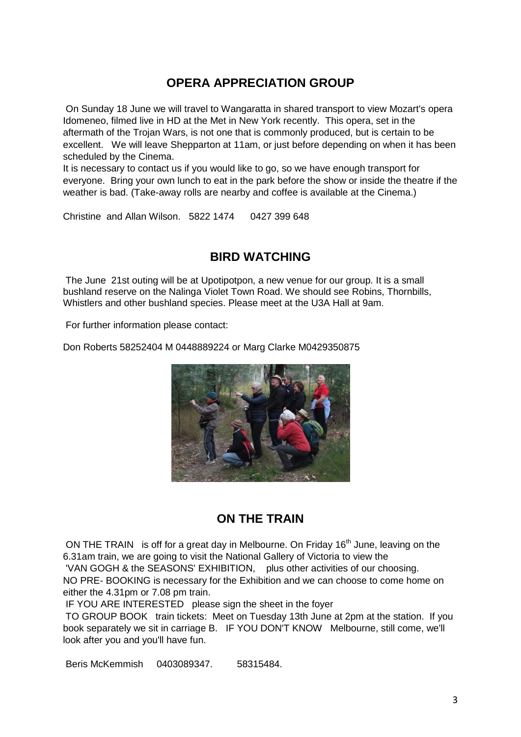## OPERA APPRECIATION GROUP

On Sunday 18 June we will travel to Wangaratta in shared transport to view Mozart's opera Idomeneo, filmed live in HD at the Met in New York recently. This opera, set in the aftermath of the Trojan Wars, is not one that is commonly produced, but is certain to be excellent. We will leave Shepparton at 11am, or just before depending on when it has been scheduled by the Cinema.

It is necessary to contact us if you would like to go, so we have enough transport for everyone. Bring your own lunch to eat in the park before the show or inside the theatre if the weather is bad. (Take-away rolls are nearby and coffee is available at the Cinema.)

Christine and Allan Wilson. 5822 1474 0427 399 648

## BIRD WATCHING

The June 21st outing will be at Upotipotpon, a new venue for our group. It is a small bushland reserve on the Nalinga Violet Town Road. We should see Robins, Thornbills, Whistlers and other bushland species. Please meet at the U3A Hall at 9am.

For further information please contact:

Don Roberts 58252404 M 0448889224 or Marg Clarke M0429350875

## ON THE TRAIN

ON THE TRAIN is off for a great day in Melbourne. On Friday 16th June, leaving on the 6.31am train, we are going to visit the National Gallery of Victoria to view the 'VAN GOGH & the SEASONS' EXHIBITION, plus other activities of our choosing. NO PRE- BOOKING is necessary for the Exhibition and we can choose to come home on either the 4.31pm or 7.08 pm train.

IF YOU ARE INTERESTED please sign the sheet in the foyer

TO GROUP BOOK train tickets: Meet on Tuesday 13th June at 2pm at the station. If you book separately we sit in carriage B. IF YOU DON'T KNOW Melbourne, still come, we'll look after you and you'll have fun.

Beris McKemmish 0403089347. 58315484.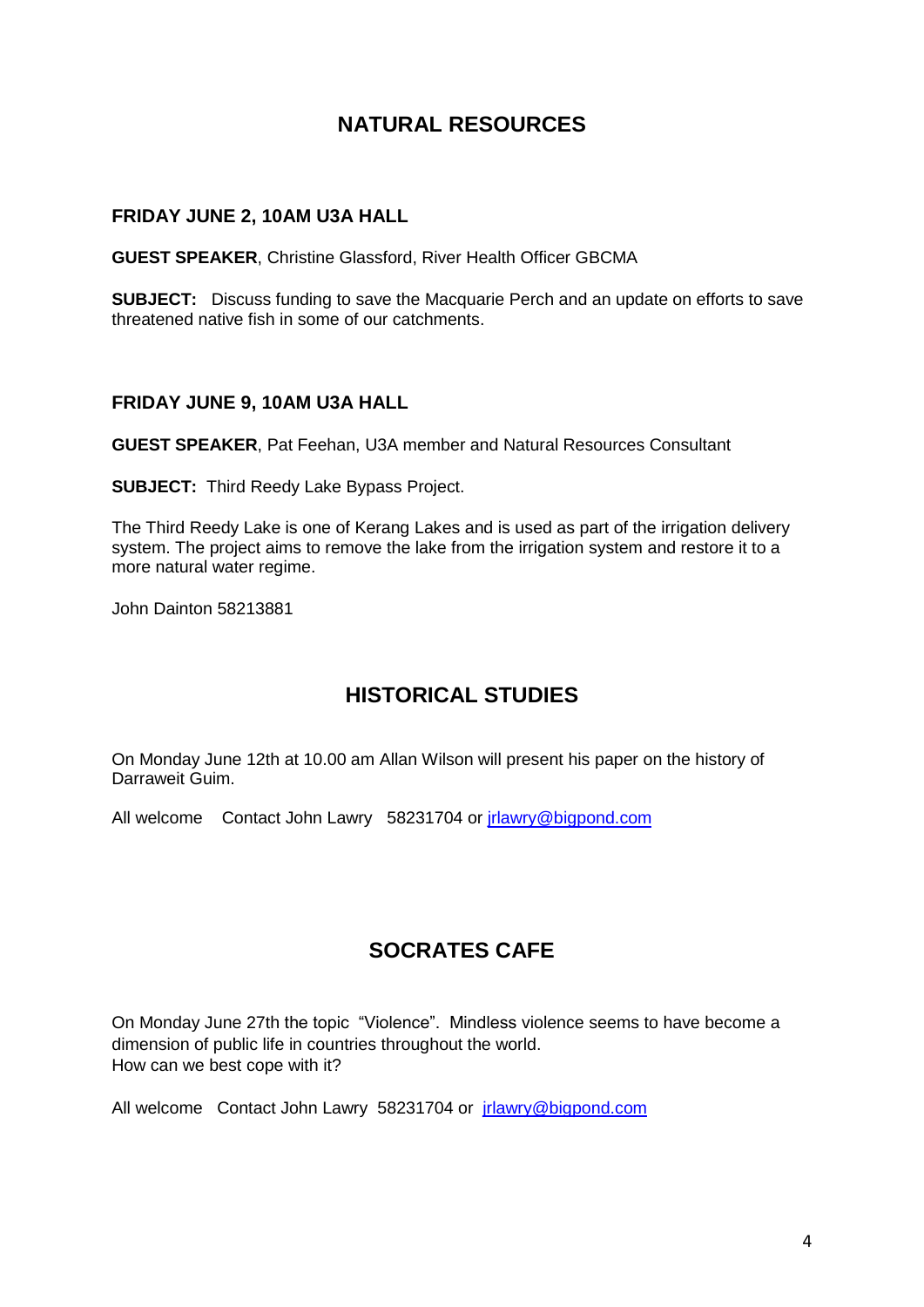## NATURAL RESOURCES

### FRIDAY JUNE 2, 10AM U3A HALL

**GUEST SPEAKER**, Christine Glassford, River Health Officer GBCMA

**SUBJECT:** Discuss funding to save the Macquarie Perch and an update on efforts to save threatened native fish in some of our catchments.

### FRIDAY JUNE 9, 10AM U3A HALL

**GUEST SPEAKER**, Pat Feehan, U3A member and Natural Resources Consultant

**SUBJECT:** Third Reedy Lake Bypass Project.

The Third Reedy Lake is one of Kerang Lakes and is used as part of the irrigation delivery system. The project aims to remove the lake from the irrigation system and restore it to a more natural water regime.

John Dainton 58213881

## HISTORICAL STUDIES

On Monday June 12th at 10.00 am Allan Wilson will present his paper on the history of Darraweit Guim.

All welcome Contact John Lawry 58231704 or jrlawry@bigpond.com

## SOCRATES CAFE

On Monday June 27th the topic "Violence". Mindless violence seems to have become a dimension of public life in countries throughout the world.
How can we best cope with it?

All welcome Contact John Lawry 58231704 or jrlawry@bigpond.com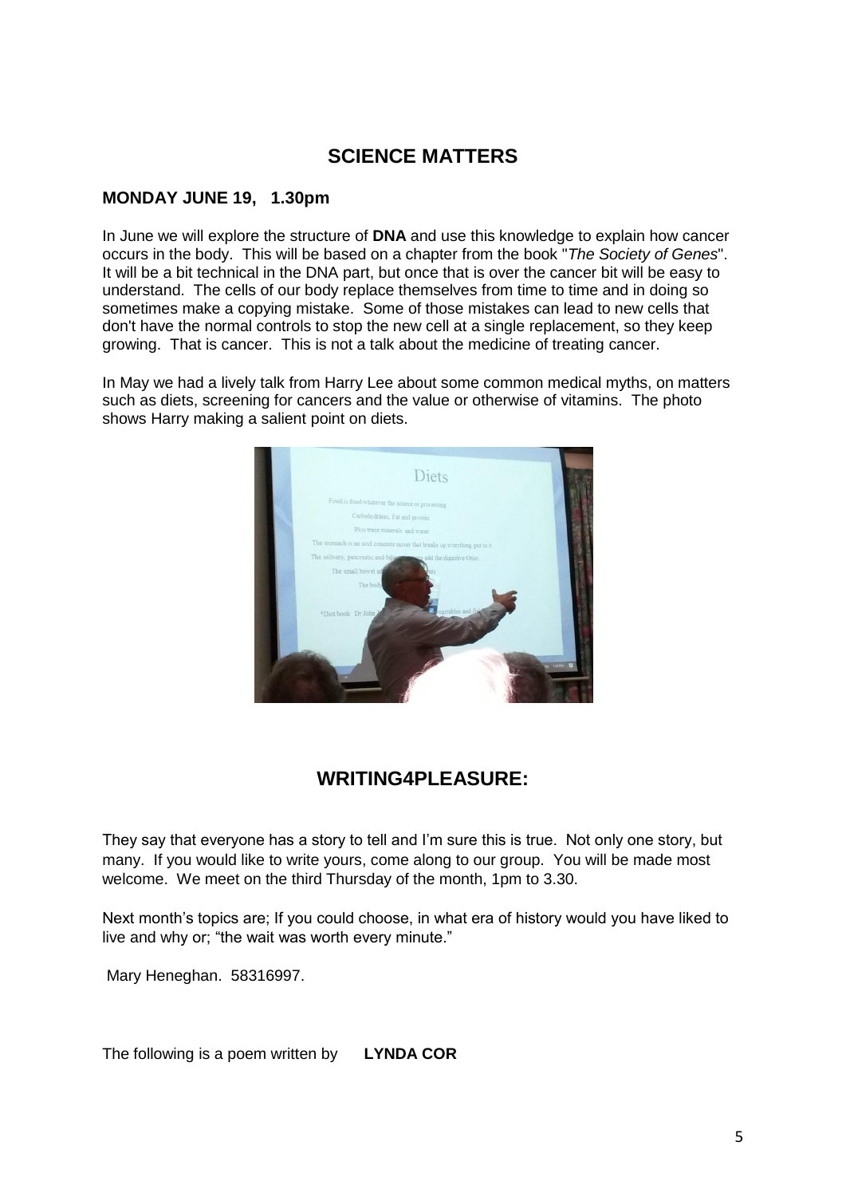## SCIENCE MATTERS

**MONDAY JUNE 19, 1.30pm**

In June we will explore the structure of **DNA** and use this knowledge to explain how cancer occurs in the body. This will be based on a chapter from the book "*The Society of Genes*". It will be a bit technical in the DNA part, but once that is over the cancer bit will be easy to understand. The cells of our body replace themselves from time to time and in doing so sometimes make a copying mistake. Some of those mistakes can lead to new cells that don't have the normal controls to stop the new cell at a single replacement, so they keep growing. That is cancer. This is not a talk about the medicine of treating cancer.

In May we had a lively talk from Harry Lee about some common medical myths, on matters such as diets, screening for cancers and the value or otherwise of vitamins. The photo shows Harry making a salient point on diets.

## WRITING4PLEASURE:

They say that everyone has a story to tell and I'm sure this is true. Not only one story, but many. If you would like to write yours, come along to our group. You will be made most welcome. We meet on the third Thursday of the month, 1pm to 3.30.

Next month's topics are; If you could choose, in what era of history would you have liked to live and why or; "the wait was worth every minute."

Mary Heneghan. 58316997.

The following is a poem written by **LYNDA COR**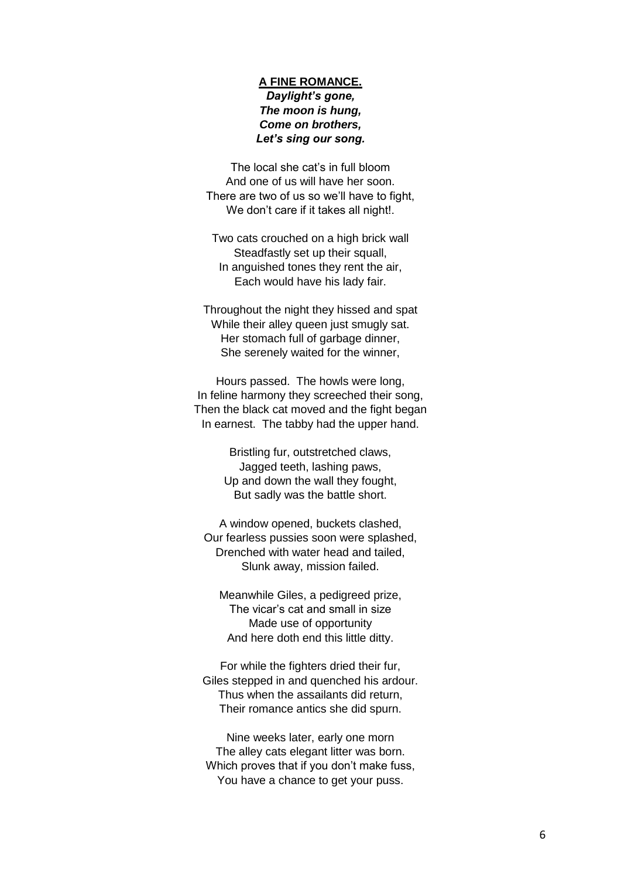**A FINE ROMANCE.**

***Daylight's gone,***
***The moon is hung,***
***Come on brothers,***
***Let's sing our song.***

The local she cat's in full bloom
And one of us will have her soon.
There are two of us so we'll have to fight,
We don't care if it takes all night!.

Two cats crouched on a high brick wall
Steadfastly set up their squall,
In anguished tones they rent the air,
Each would have his lady fair.

Throughout the night they hissed and spat
While their alley queen just smugly sat.
Her stomach full of garbage dinner,
She serenely waited for the winner,

Hours passed. The howls were long,
In feline harmony they screeched their song,
Then the black cat moved and the fight began
In earnest. The tabby had the upper hand.

Bristling fur, outstretched claws,
Jagged teeth, lashing paws,
Up and down the wall they fought,
But sadly was the battle short.

A window opened, buckets clashed,
Our fearless pussies soon were splashed,
Drenched with water head and tailed,
Slunk away, mission failed.

Meanwhile Giles, a pedigreed prize,
The vicar's cat and small in size
Made use of opportunity
And here doth end this little ditty.

For while the fighters dried their fur,
Giles stepped in and quenched his ardour.
Thus when the assailants did return,
Their romance antics she did spurn.

Nine weeks later, early one morn
The alley cats elegant litter was born.
Which proves that if you don't make fuss,
You have a chance to get your puss.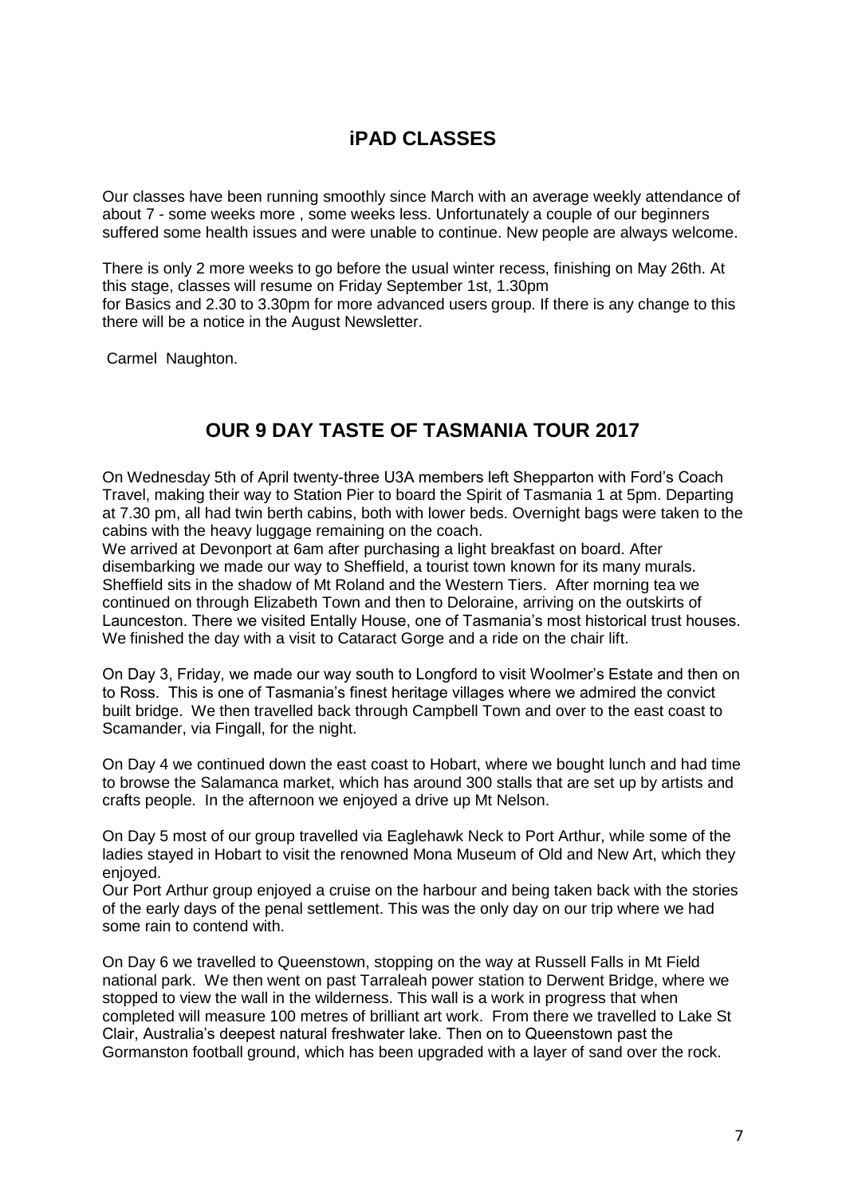## iPAD CLASSES

Our classes have been running smoothly since March with an average weekly attendance of about 7 - some weeks more , some weeks less. Unfortunately a couple of our beginners suffered some health issues and were unable to continue. New people are always welcome.

There is only 2 more weeks to go before the usual winter recess, finishing on May 26th. At this stage, classes will resume on Friday September 1st, 1.30pm for Basics and 2.30 to 3.30pm for more advanced users group. If there is any change to this there will be a notice in the August Newsletter.

Carmel Naughton.

## OUR 9 DAY TASTE OF TASMANIA TOUR 2017

On Wednesday 5th of April twenty-three U3A members left Shepparton with Ford's Coach Travel, making their way to Station Pier to board the Spirit of Tasmania 1 at 5pm. Departing at 7.30 pm, all had twin berth cabins, both with lower beds. Overnight bags were taken to the cabins with the heavy luggage remaining on the coach.

We arrived at Devonport at 6am after purchasing a light breakfast on board. After disembarking we made our way to Sheffield, a tourist town known for its many murals. Sheffield sits in the shadow of Mt Roland and the Western Tiers. After morning tea we continued on through Elizabeth Town and then to Deloraine, arriving on the outskirts of Launceston. There we visited Entally House, one of Tasmania's most historical trust houses. We finished the day with a visit to Cataract Gorge and a ride on the chair lift.

On Day 3, Friday, we made our way south to Longford to visit Woolmer's Estate and then on to Ross. This is one of Tasmania's finest heritage villages where we admired the convict built bridge. We then travelled back through Campbell Town and over to the east coast to Scamander, via Fingall, for the night.

On Day 4 we continued down the east coast to Hobart, where we bought lunch and had time to browse the Salamanca market, which has around 300 stalls that are set up by artists and crafts people. In the afternoon we enjoyed a drive up Mt Nelson.

On Day 5 most of our group travelled via Eaglehawk Neck to Port Arthur, while some of the ladies stayed in Hobart to visit the renowned Mona Museum of Old and New Art, which they enjoyed.

Our Port Arthur group enjoyed a cruise on the harbour and being taken back with the stories of the early days of the penal settlement. This was the only day on our trip where we had some rain to contend with.

On Day 6 we travelled to Queenstown, stopping on the way at Russell Falls in Mt Field national park. We then went on past Tarraleah power station to Derwent Bridge, where we stopped to view the wall in the wilderness. This wall is a work in progress that when completed will measure 100 metres of brilliant art work. From there we travelled to Lake St Clair, Australia's deepest natural freshwater lake. Then on to Queenstown past the Gormanston football ground, which has been upgraded with a layer of sand over the rock.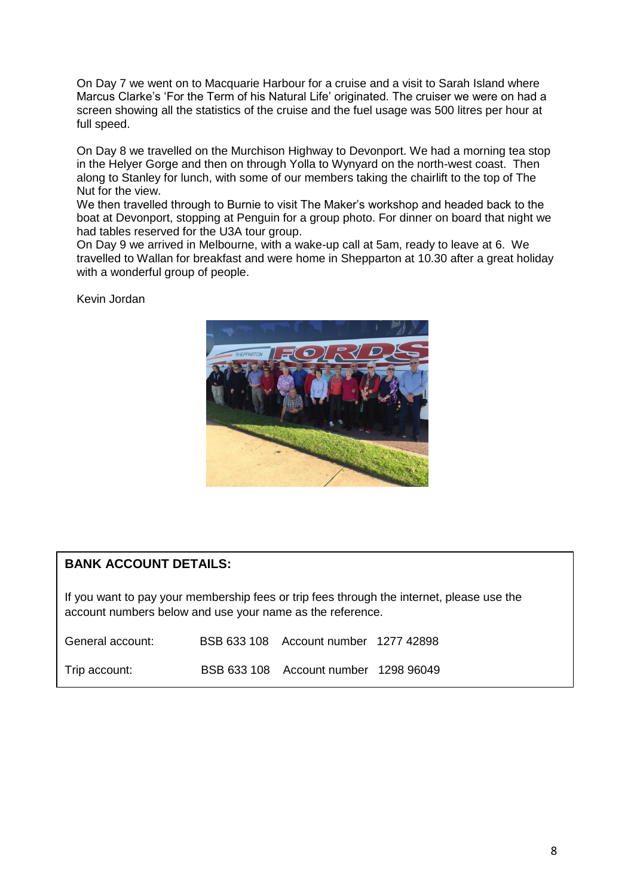On Day 7 we went on to Macquarie Harbour for a cruise and a visit to Sarah Island where Marcus Clarke's 'For the Term of his Natural Life' originated. The cruiser we were on had a screen showing all the statistics of the cruise and the fuel usage was 500 litres per hour at full speed.

On Day 8 we travelled on the Murchison Highway to Devonport. We had a morning tea stop in the Helyer Gorge and then on through Yolla to Wynyard on the north-west coast. Then along to Stanley for lunch, with some of our members taking the chairlift to the top of The Nut for the view.

We then travelled through to Burnie to visit The Maker's workshop and headed back to the boat at Devonport, stopping at Penguin for a group photo. For dinner on board that night we had tables reserved for the U3A tour group.

On Day 9 we arrived in Melbourne, with a wake-up call at 5am, ready to leave at 6. We travelled to Wallan for breakfast and were home in Shepparton at 10.30 after a great holiday with a wonderful group of people.

Kevin Jordan

**BANK ACCOUNT DETAILS:**

If you want to pay your membership fees or trip fees through the internet, please use the account numbers below and use your name as the reference.

| | | | |
|---|---|---|---|
| General account: | BSB 633 108 | Account number | 1277 42898 |
| Trip account: | BSB 633 108 | Account number | 1298 96049 |